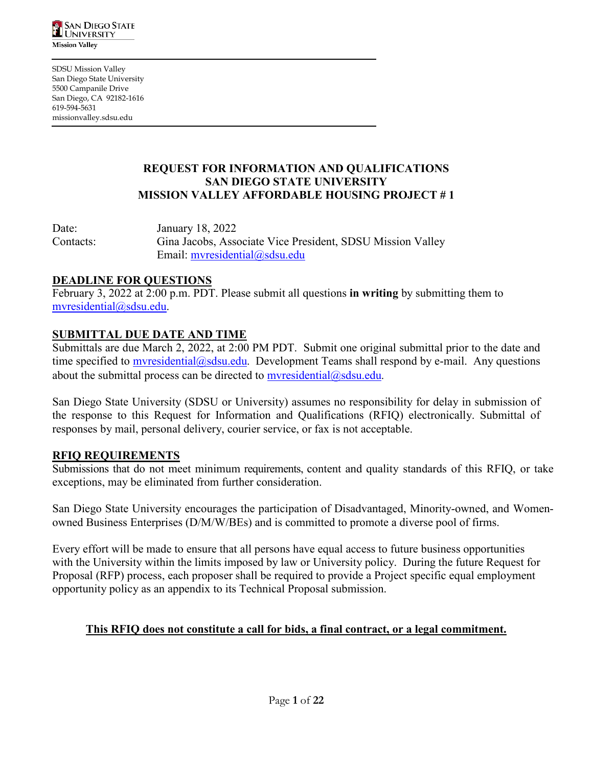SAN DIEGO STATE UNIVERSITY
Mission Valley

SDSU Mission Valley
San Diego State University
5500 Campanile Drive
San Diego, CA 92182-1616
619-594-5631
missionvalley.sdsu.edu

# REQUEST FOR INFORMATION AND QUALIFICATIONS
# SAN DIEGO STATE UNIVERSITY
# MISSION VALLEY AFFORDABLE HOUSING PROJECT # 1

Date: January 18, 2022

Contacts: Gina Jacobs, Associate Vice President, SDSU Mission Valley
Email: mvresidential@sdsu.edu

## DEADLINE FOR QUESTIONS

February 3, 2022 at 2:00 p.m. PDT. Please submit all questions **in writing** by submitting them to mvresidential@sdsu.edu.

## SUBMITTAL DUE DATE AND TIME

Submittals are due March 2, 2022, at 2:00 PM PDT. Submit one original submittal prior to the date and time specified to mvresidential@sdsu.edu. Development Teams shall respond by e-mail. Any questions about the submittal process can be directed to mvresidential@sdsu.edu.

San Diego State University (SDSU or University) assumes no responsibility for delay in submission of the response to this Request for Information and Qualifications (RFIQ) electronically. Submittal of responses by mail, personal delivery, courier service, or fax is not acceptable.

## RFIQ REQUIREMENTS

Submissions that do not meet minimum requirements, content and quality standards of this RFIQ, or take exceptions, may be eliminated from further consideration.

San Diego State University encourages the participation of Disadvantaged, Minority-owned, and Women-owned Business Enterprises (D/M/W/BEs) and is committed to promote a diverse pool of firms.

Every effort will be made to ensure that all persons have equal access to future business opportunities with the University within the limits imposed by law or University policy. During the future Request for Proposal (RFP) process, each proposer shall be required to provide a Project specific equal employment opportunity policy as an appendix to its Technical Proposal submission.

**This RFIQ does not constitute a call for bids, a final contract, or a legal commitment.**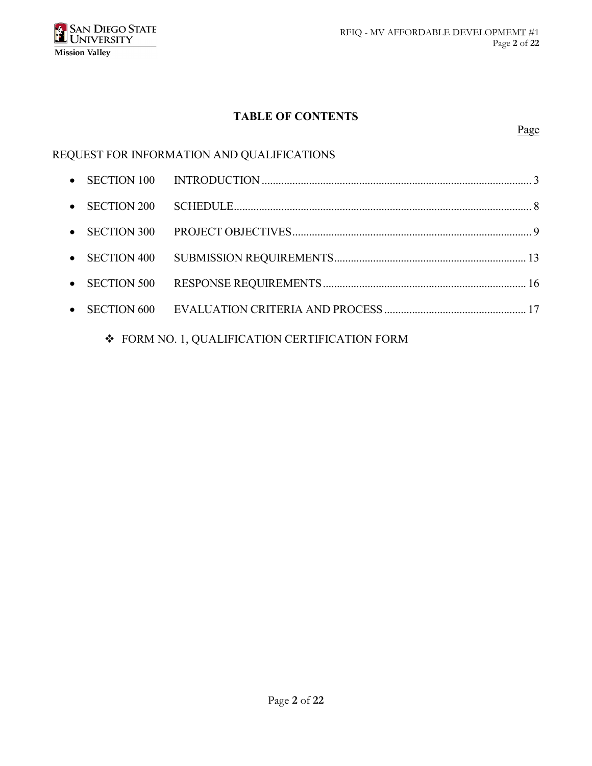# TABLE OF CONTENTS

Page

REQUEST FOR INFORMATION AND QUALIFICATIONS

- SECTION 100 INTRODUCTION ........................................ 3
- SECTION 200 SCHEDULE ........................................ 8
- SECTION 300 PROJECT OBJECTIVES ........................................ 9
- SECTION 400 SUBMISSION REQUIREMENTS ........................................ 13
- SECTION 500 RESPONSE REQUIREMENTS ........................................ 16
- SECTION 600 EVALUATION CRITERIA AND PROCESS ........................................ 17

  - FORM NO. 1, QUALIFICATION CERTIFICATION FORM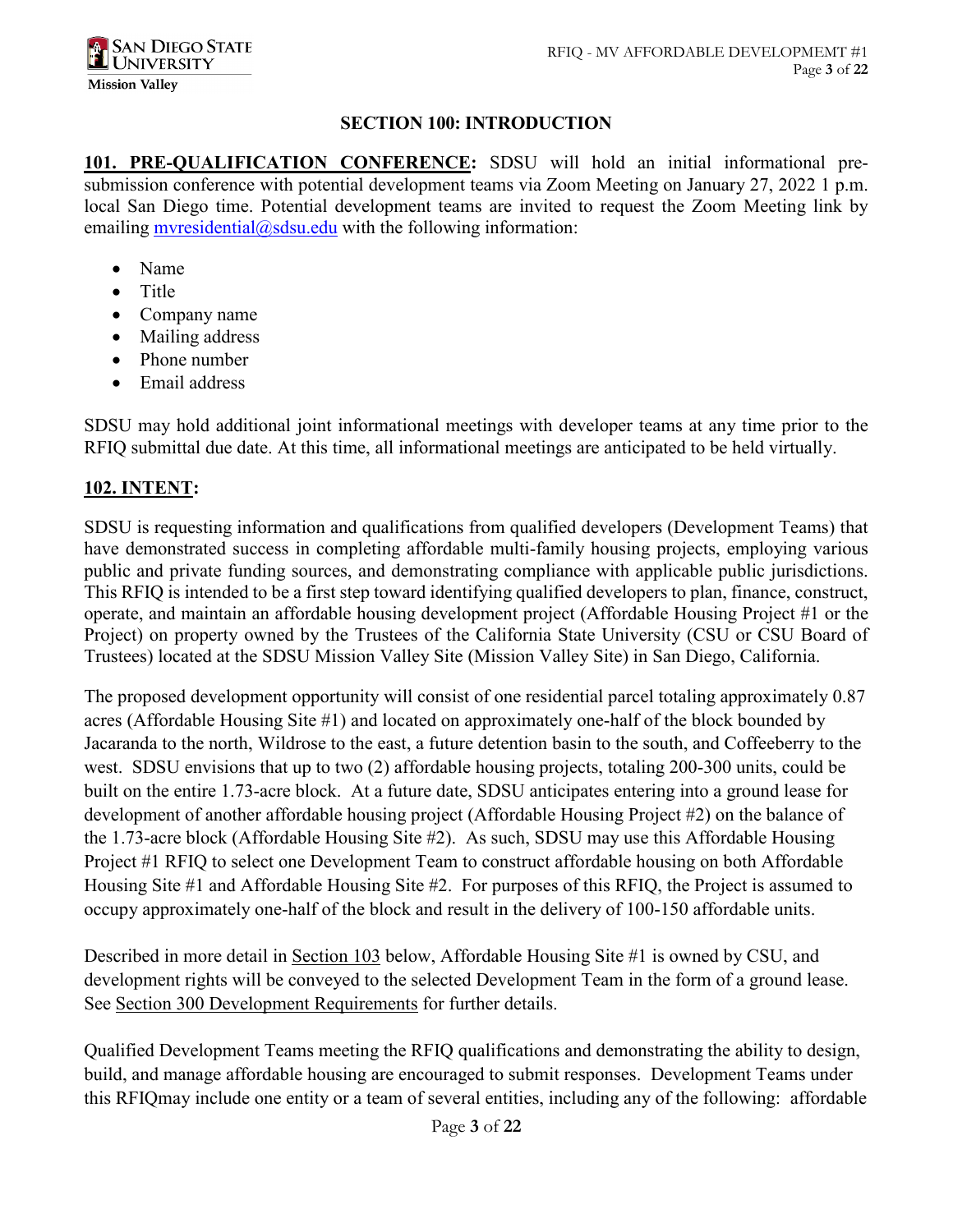## SECTION 100: INTRODUCTION

**101. PRE-QUALIFICATION CONFERENCE:** SDSU will hold an initial informational pre-submission conference with potential development teams via Zoom Meeting on January 27, 2022 1 p.m. local San Diego time. Potential development teams are invited to request the Zoom Meeting link by emailing mvresidential@sdsu.edu with the following information:

- Name
- Title
- Company name
- Mailing address
- Phone number
- Email address

SDSU may hold additional joint informational meetings with developer teams at any time prior to the RFIQ submittal due date. At this time, all informational meetings are anticipated to be held virtually.

**102. INTENT:**

SDSU is requesting information and qualifications from qualified developers (Development Teams) that have demonstrated success in completing affordable multi-family housing projects, employing various public and private funding sources, and demonstrating compliance with applicable public jurisdictions. This RFIQ is intended to be a first step toward identifying qualified developers to plan, finance, construct, operate, and maintain an affordable housing development project (Affordable Housing Project #1 or the Project) on property owned by the Trustees of the California State University (CSU or CSU Board of Trustees) located at the SDSU Mission Valley Site (Mission Valley Site) in San Diego, California.

The proposed development opportunity will consist of one residential parcel totaling approximately 0.87 acres (Affordable Housing Site #1) and located on approximately one-half of the block bounded by Jacaranda to the north, Wildrose to the east, a future detention basin to the south, and Coffeeberry to the west. SDSU envisions that up to two (2) affordable housing projects, totaling 200-300 units, could be built on the entire 1.73-acre block. At a future date, SDSU anticipates entering into a ground lease for development of another affordable housing project (Affordable Housing Project #2) on the balance of the 1.73-acre block (Affordable Housing Site #2). As such, SDSU may use this Affordable Housing Project #1 RFIQ to select one Development Team to construct affordable housing on both Affordable Housing Site #1 and Affordable Housing Site #2. For purposes of this RFIQ, the Project is assumed to occupy approximately one-half of the block and result in the delivery of 100-150 affordable units.

Described in more detail in Section 103 below, Affordable Housing Site #1 is owned by CSU, and development rights will be conveyed to the selected Development Team in the form of a ground lease. See Section 300 Development Requirements for further details.

Qualified Development Teams meeting the RFIQ qualifications and demonstrating the ability to design, build, and manage affordable housing are encouraged to submit responses. Development Teams under this RFIQmay include one entity or a team of several entities, including any of the following: affordable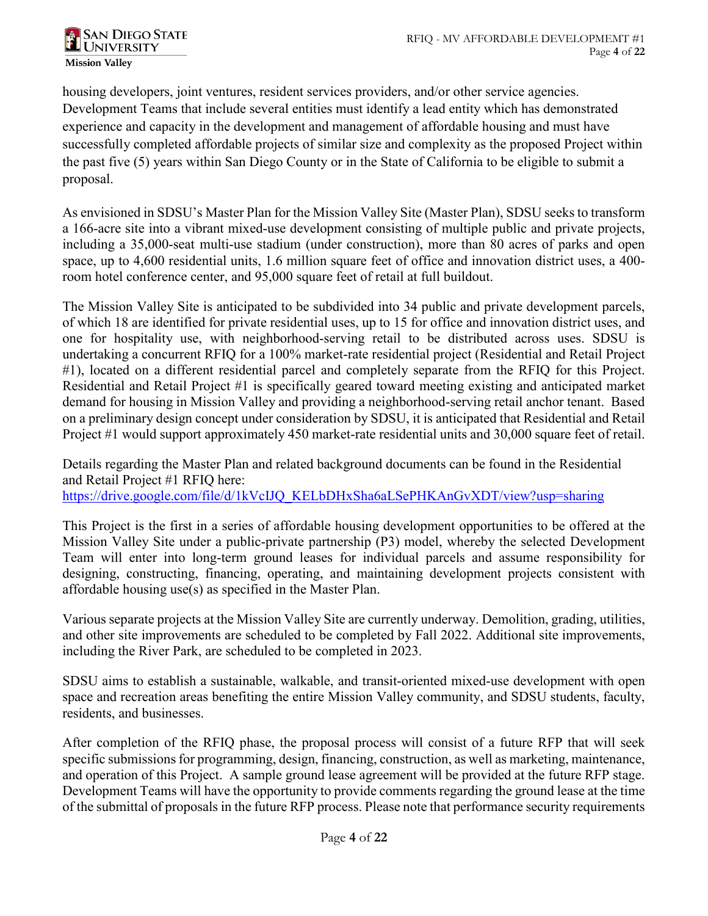housing developers, joint ventures, resident services providers, and/or other service agencies. Development Teams that include several entities must identify a lead entity which has demonstrated experience and capacity in the development and management of affordable housing and must have successfully completed affordable projects of similar size and complexity as the proposed Project within the past five (5) years within San Diego County or in the State of California to be eligible to submit a proposal.

As envisioned in SDSU's Master Plan for the Mission Valley Site (Master Plan), SDSU seeks to transform a 166-acre site into a vibrant mixed-use development consisting of multiple public and private projects, including a 35,000-seat multi-use stadium (under construction), more than 80 acres of parks and open space, up to 4,600 residential units, 1.6 million square feet of office and innovation district uses, a 400-room hotel conference center, and 95,000 square feet of retail at full buildout.

The Mission Valley Site is anticipated to be subdivided into 34 public and private development parcels, of which 18 are identified for private residential uses, up to 15 for office and innovation district uses, and one for hospitality use, with neighborhood-serving retail to be distributed across uses. SDSU is undertaking a concurrent RFIQ for a 100% market-rate residential project (Residential and Retail Project #1), located on a different residential parcel and completely separate from the RFIQ for this Project. Residential and Retail Project #1 is specifically geared toward meeting existing and anticipated market demand for housing in Mission Valley and providing a neighborhood-serving retail anchor tenant. Based on a preliminary design concept under consideration by SDSU, it is anticipated that Residential and Retail Project #1 would support approximately 450 market-rate residential units and 30,000 square feet of retail.

Details regarding the Master Plan and related background documents can be found in the Residential and Retail Project #1 RFIQ here:
[https://drive.google.com/file/d/1kVcIJQ_KELbDHxSha6aLSePHKAnGvXDT/view?usp=sharing](https://drive.google.com/file/d/1kVcIJQ_KELbDHxSha6aLSePHKAnGvXDT/view?usp=sharing)

This Project is the first in a series of affordable housing development opportunities to be offered at the Mission Valley Site under a public-private partnership (P3) model, whereby the selected Development Team will enter into long-term ground leases for individual parcels and assume responsibility for designing, constructing, financing, operating, and maintaining development projects consistent with affordable housing use(s) as specified in the Master Plan.

Various separate projects at the Mission Valley Site are currently underway. Demolition, grading, utilities, and other site improvements are scheduled to be completed by Fall 2022. Additional site improvements, including the River Park, are scheduled to be completed in 2023.

SDSU aims to establish a sustainable, walkable, and transit-oriented mixed-use development with open space and recreation areas benefiting the entire Mission Valley community, and SDSU students, faculty, residents, and businesses.

After completion of the RFIQ phase, the proposal process will consist of a future RFP that will seek specific submissions for programming, design, financing, construction, as well as marketing, maintenance, and operation of this Project. A sample ground lease agreement will be provided at the future RFP stage. Development Teams will have the opportunity to provide comments regarding the ground lease at the time of the submittal of proposals in the future RFP process. Please note that performance security requirements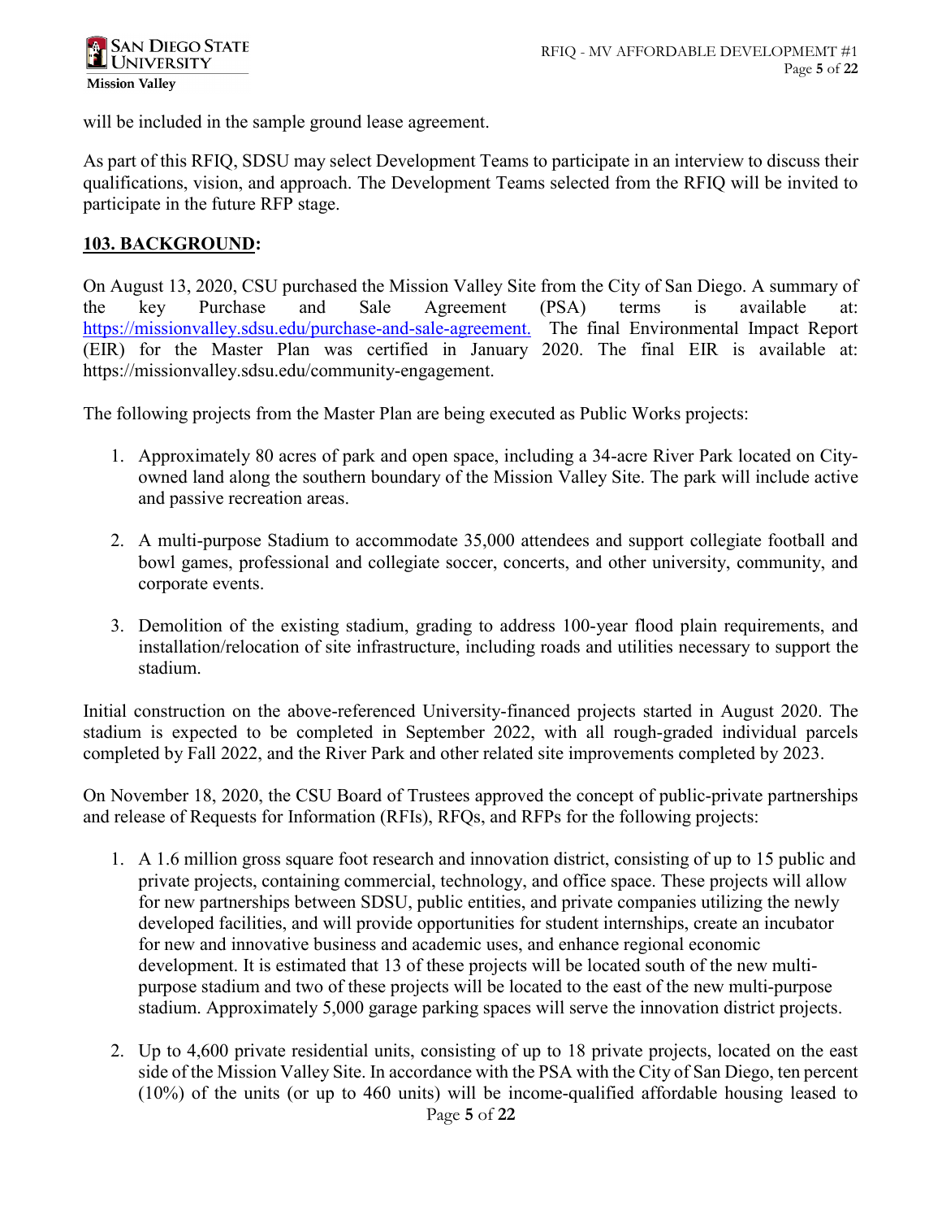will be included in the sample ground lease agreement.

As part of this RFIQ, SDSU may select Development Teams to participate in an interview to discuss their qualifications, vision, and approach. The Development Teams selected from the RFIQ will be invited to participate in the future RFP stage.

## 103. BACKGROUND:

On August 13, 2020, CSU purchased the Mission Valley Site from the City of San Diego. A summary of the key Purchase and Sale Agreement (PSA) terms is available at: [https://missionvalley.sdsu.edu/purchase-and-sale-agreement.](https://missionvalley.sdsu.edu/purchase-and-sale-agreement) The final Environmental Impact Report (EIR) for the Master Plan was certified in January 2020. The final EIR is available at: https://missionvalley.sdsu.edu/community-engagement.

The following projects from the Master Plan are being executed as Public Works projects:

1. Approximately 80 acres of park and open space, including a 34-acre River Park located on City-owned land along the southern boundary of the Mission Valley Site. The park will include active and passive recreation areas.

2. A multi-purpose Stadium to accommodate 35,000 attendees and support collegiate football and bowl games, professional and collegiate soccer, concerts, and other university, community, and corporate events.

3. Demolition of the existing stadium, grading to address 100-year flood plain requirements, and installation/relocation of site infrastructure, including roads and utilities necessary to support the stadium.

Initial construction on the above-referenced University-financed projects started in August 2020. The stadium is expected to be completed in September 2022, with all rough-graded individual parcels completed by Fall 2022, and the River Park and other related site improvements completed by 2023.

On November 18, 2020, the CSU Board of Trustees approved the concept of public-private partnerships and release of Requests for Information (RFIs), RFQs, and RFPs for the following projects:

1. A 1.6 million gross square foot research and innovation district, consisting of up to 15 public and private projects, containing commercial, technology, and office space. These projects will allow for new partnerships between SDSU, public entities, and private companies utilizing the newly developed facilities, and will provide opportunities for student internships, create an incubator for new and innovative business and academic uses, and enhance regional economic development. It is estimated that 13 of these projects will be located south of the new multi-purpose stadium and two of these projects will be located to the east of the new multi-purpose stadium. Approximately 5,000 garage parking spaces will serve the innovation district projects.

2. Up to 4,600 private residential units, consisting of up to 18 private projects, located on the east side of the Mission Valley Site. In accordance with the PSA with the City of San Diego, ten percent (10%) of the units (or up to 460 units) will be income-qualified affordable housing leased to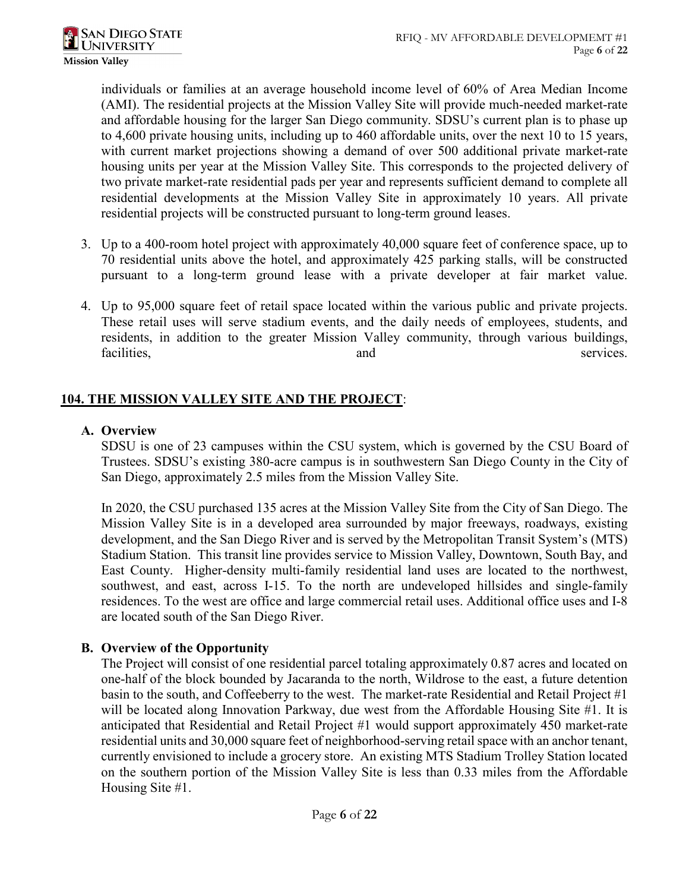individuals or families at an average household income level of 60% of Area Median Income (AMI). The residential projects at the Mission Valley Site will provide much-needed market-rate and affordable housing for the larger San Diego community. SDSU's current plan is to phase up to 4,600 private housing units, including up to 460 affordable units, over the next 10 to 15 years, with current market projections showing a demand of over 500 additional private market-rate housing units per year at the Mission Valley Site. This corresponds to the projected delivery of two private market-rate residential pads per year and represents sufficient demand to complete all residential developments at the Mission Valley Site in approximately 10 years. All private residential projects will be constructed pursuant to long-term ground leases.

3. Up to a 400-room hotel project with approximately 40,000 square feet of conference space, up to 70 residential units above the hotel, and approximately 425 parking stalls, will be constructed pursuant to a long-term ground lease with a private developer at fair market value.

4. Up to 95,000 square feet of retail space located within the various public and private projects. These retail uses will serve stadium events, and the daily needs of employees, students, and residents, in addition to the greater Mission Valley community, through various buildings, facilities, and services.

## 104. THE MISSION VALLEY SITE AND THE PROJECT:

### A. Overview

SDSU is one of 23 campuses within the CSU system, which is governed by the CSU Board of Trustees. SDSU's existing 380-acre campus is in southwestern San Diego County in the City of San Diego, approximately 2.5 miles from the Mission Valley Site.

In 2020, the CSU purchased 135 acres at the Mission Valley Site from the City of San Diego. The Mission Valley Site is in a developed area surrounded by major freeways, roadways, existing development, and the San Diego River and is served by the Metropolitan Transit System's (MTS) Stadium Station. This transit line provides service to Mission Valley, Downtown, South Bay, and East County. Higher-density multi-family residential land uses are located to the northwest, southwest, and east, across I-15. To the north are undeveloped hillsides and single-family residences. To the west are office and large commercial retail uses. Additional office uses and I-8 are located south of the San Diego River.

### B. Overview of the Opportunity

The Project will consist of one residential parcel totaling approximately 0.87 acres and located on one-half of the block bounded by Jacaranda to the north, Wildrose to the east, a future detention basin to the south, and Coffeeberry to the west. The market-rate Residential and Retail Project #1 will be located along Innovation Parkway, due west from the Affordable Housing Site #1. It is anticipated that Residential and Retail Project #1 would support approximately 450 market-rate residential units and 30,000 square feet of neighborhood-serving retail space with an anchor tenant, currently envisioned to include a grocery store. An existing MTS Stadium Trolley Station located on the southern portion of the Mission Valley Site is less than 0.33 miles from the Affordable Housing Site #1.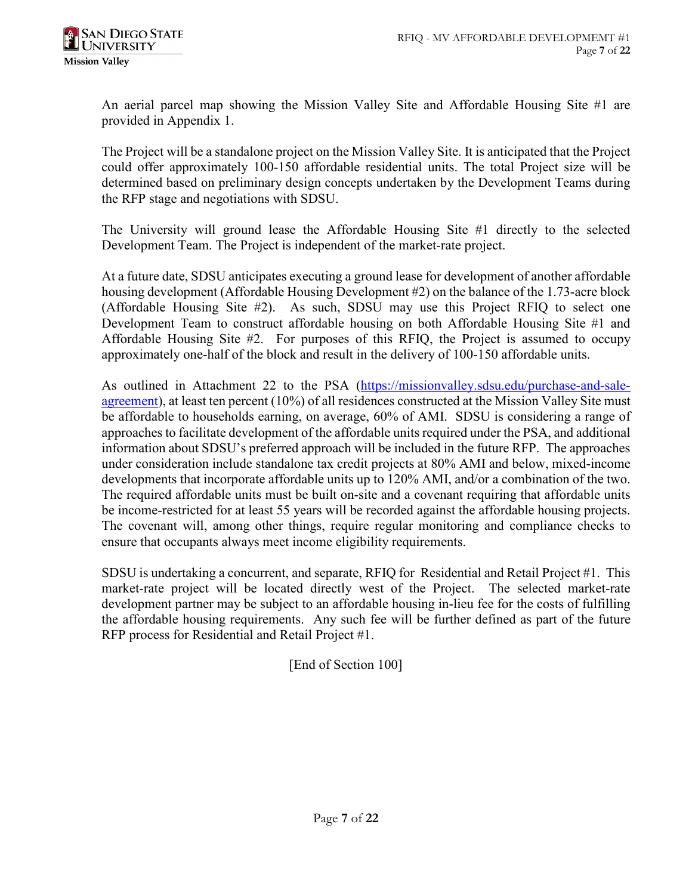An aerial parcel map showing the Mission Valley Site and Affordable Housing Site #1 are provided in Appendix 1.

The Project will be a standalone project on the Mission Valley Site. It is anticipated that the Project could offer approximately 100-150 affordable residential units. The total Project size will be determined based on preliminary design concepts undertaken by the Development Teams during the RFP stage and negotiations with SDSU.

The University will ground lease the Affordable Housing Site #1 directly to the selected Development Team. The Project is independent of the market-rate project.

At a future date, SDSU anticipates executing a ground lease for development of another affordable housing development (Affordable Housing Development #2) on the balance of the 1.73-acre block (Affordable Housing Site #2). As such, SDSU may use this Project RFIQ to select one Development Team to construct affordable housing on both Affordable Housing Site #1 and Affordable Housing Site #2. For purposes of this RFIQ, the Project is assumed to occupy approximately one-half of the block and result in the delivery of 100-150 affordable units.

As outlined in Attachment 22 to the PSA ([https://missionvalley.sdsu.edu/purchase-and-sale-agreement](https://missionvalley.sdsu.edu/purchase-and-sale-agreement)), at least ten percent (10%) of all residences constructed at the Mission Valley Site must be affordable to households earning, on average, 60% of AMI. SDSU is considering a range of approaches to facilitate development of the affordable units required under the PSA, and additional information about SDSU's preferred approach will be included in the future RFP. The approaches under consideration include standalone tax credit projects at 80% AMI and below, mixed-income developments that incorporate affordable units up to 120% AMI, and/or a combination of the two. The required affordable units must be built on-site and a covenant requiring that affordable units be income-restricted for at least 55 years will be recorded against the affordable housing projects. The covenant will, among other things, require regular monitoring and compliance checks to ensure that occupants always meet income eligibility requirements.

SDSU is undertaking a concurrent, and separate, RFIQ for Residential and Retail Project #1. This market-rate project will be located directly west of the Project. The selected market-rate development partner may be subject to an affordable housing in-lieu fee for the costs of fulfilling the affordable housing requirements. Any such fee will be further defined as part of the future RFP process for Residential and Retail Project #1.

[End of Section 100]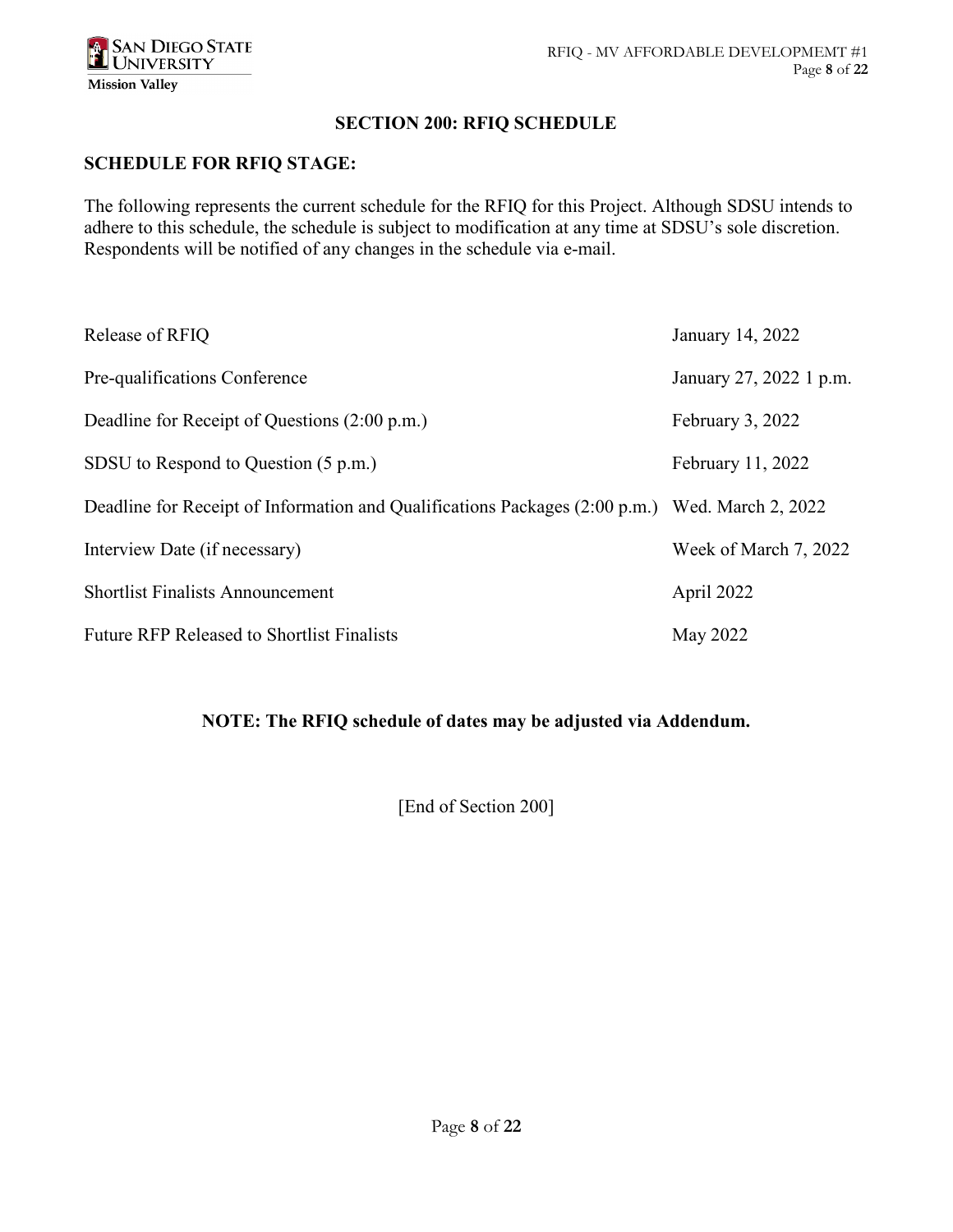## SECTION 200: RFIQ SCHEDULE

### SCHEDULE FOR RFIQ STAGE:

The following represents the current schedule for the RFIQ for this Project. Although SDSU intends to adhere to this schedule, the schedule is subject to modification at any time at SDSU's sole discretion. Respondents will be notified of any changes in the schedule via e-mail.

| | |
|---|---|
| Release of RFIQ | January 14, 2022 |
| Pre-qualifications Conference | January 27, 2022 1 p.m. |
| Deadline for Receipt of Questions (2:00 p.m.) | February 3, 2022 |
| SDSU to Respond to Question (5 p.m.) | February 11, 2022 |
| Deadline for Receipt of Information and Qualifications Packages (2:00 p.m.) | Wed. March 2, 2022 |
| Interview Date (if necessary) | Week of March 7, 2022 |
| Shortlist Finalists Announcement | April 2022 |
| Future RFP Released to Shortlist Finalists | May 2022 |

**NOTE: The RFIQ schedule of dates may be adjusted via Addendum.**

[End of Section 200]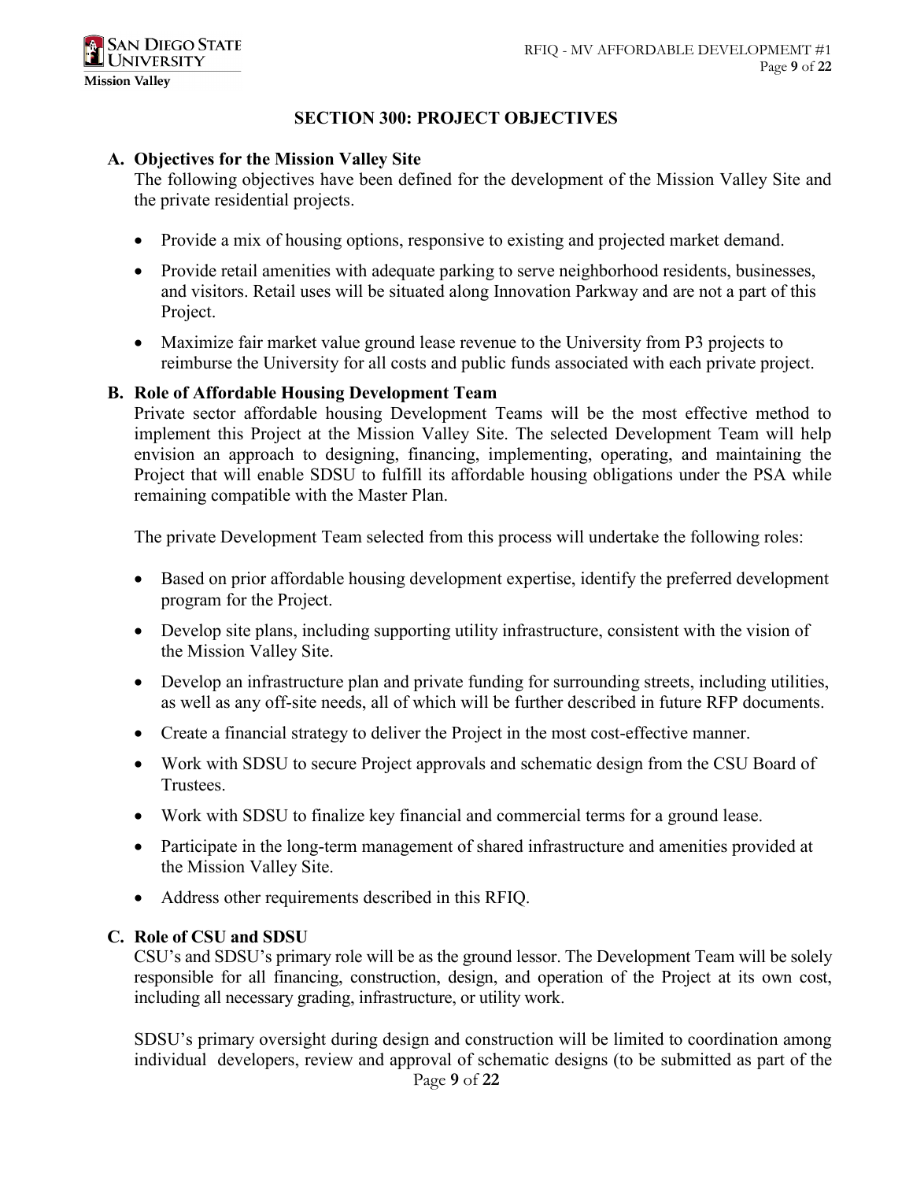## SECTION 300: PROJECT OBJECTIVES

### A. Objectives for the Mission Valley Site

The following objectives have been defined for the development of the Mission Valley Site and the private residential projects.

- Provide a mix of housing options, responsive to existing and projected market demand.
- Provide retail amenities with adequate parking to serve neighborhood residents, businesses, and visitors. Retail uses will be situated along Innovation Parkway and are not a part of this Project.
- Maximize fair market value ground lease revenue to the University from P3 projects to reimburse the University for all costs and public funds associated with each private project.

### B. Role of Affordable Housing Development Team

Private sector affordable housing Development Teams will be the most effective method to implement this Project at the Mission Valley Site. The selected Development Team will help envision an approach to designing, financing, implementing, operating, and maintaining the Project that will enable SDSU to fulfill its affordable housing obligations under the PSA while remaining compatible with the Master Plan.

The private Development Team selected from this process will undertake the following roles:

- Based on prior affordable housing development expertise, identify the preferred development program for the Project.
- Develop site plans, including supporting utility infrastructure, consistent with the vision of the Mission Valley Site.
- Develop an infrastructure plan and private funding for surrounding streets, including utilities, as well as any off-site needs, all of which will be further described in future RFP documents.
- Create a financial strategy to deliver the Project in the most cost-effective manner.
- Work with SDSU to secure Project approvals and schematic design from the CSU Board of Trustees.
- Work with SDSU to finalize key financial and commercial terms for a ground lease.
- Participate in the long-term management of shared infrastructure and amenities provided at the Mission Valley Site.
- Address other requirements described in this RFIQ.

### C. Role of CSU and SDSU

CSU's and SDSU's primary role will be as the ground lessor. The Development Team will be solely responsible for all financing, construction, design, and operation of the Project at its own cost, including all necessary grading, infrastructure, or utility work.

SDSU's primary oversight during design and construction will be limited to coordination among individual developers, review and approval of schematic designs (to be submitted as part of the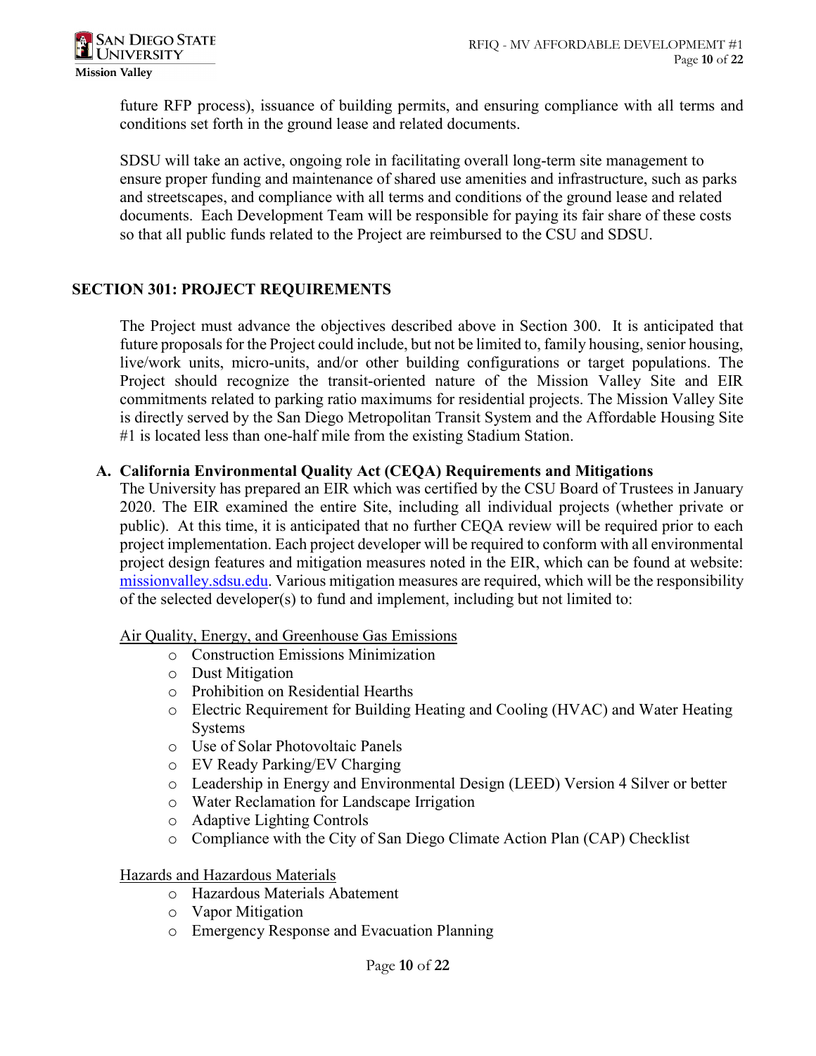future RFP process), issuance of building permits, and ensuring compliance with all terms and conditions set forth in the ground lease and related documents.

SDSU will take an active, ongoing role in facilitating overall long-term site management to ensure proper funding and maintenance of shared use amenities and infrastructure, such as parks and streetscapes, and compliance with all terms and conditions of the ground lease and related documents. Each Development Team will be responsible for paying its fair share of these costs so that all public funds related to the Project are reimbursed to the CSU and SDSU.

## SECTION 301: PROJECT REQUIREMENTS

The Project must advance the objectives described above in Section 300. It is anticipated that future proposals for the Project could include, but not be limited to, family housing, senior housing, live/work units, micro-units, and/or other building configurations or target populations. The Project should recognize the transit-oriented nature of the Mission Valley Site and EIR commitments related to parking ratio maximums for residential projects. The Mission Valley Site is directly served by the San Diego Metropolitan Transit System and the Affordable Housing Site #1 is located less than one-half mile from the existing Stadium Station.

### A. California Environmental Quality Act (CEQA) Requirements and Mitigations

The University has prepared an EIR which was certified by the CSU Board of Trustees in January 2020. The EIR examined the entire Site, including all individual projects (whether private or public). At this time, it is anticipated that no further CEQA review will be required prior to each project implementation. Each project developer will be required to conform with all environmental project design features and mitigation measures noted in the EIR, which can be found at website: [missionvalley.sdsu.edu](missionvalley.sdsu.edu). Various mitigation measures are required, which will be the responsibility of the selected developer(s) to fund and implement, including but not limited to:

Air Quality, Energy, and Greenhouse Gas Emissions

- Construction Emissions Minimization
- Dust Mitigation
- Prohibition on Residential Hearths
- Electric Requirement for Building Heating and Cooling (HVAC) and Water Heating Systems
- Use of Solar Photovoltaic Panels
- EV Ready Parking/EV Charging
- Leadership in Energy and Environmental Design (LEED) Version 4 Silver or better
- Water Reclamation for Landscape Irrigation
- Adaptive Lighting Controls
- Compliance with the City of San Diego Climate Action Plan (CAP) Checklist

Hazards and Hazardous Materials

- Hazardous Materials Abatement
- Vapor Mitigation
- Emergency Response and Evacuation Planning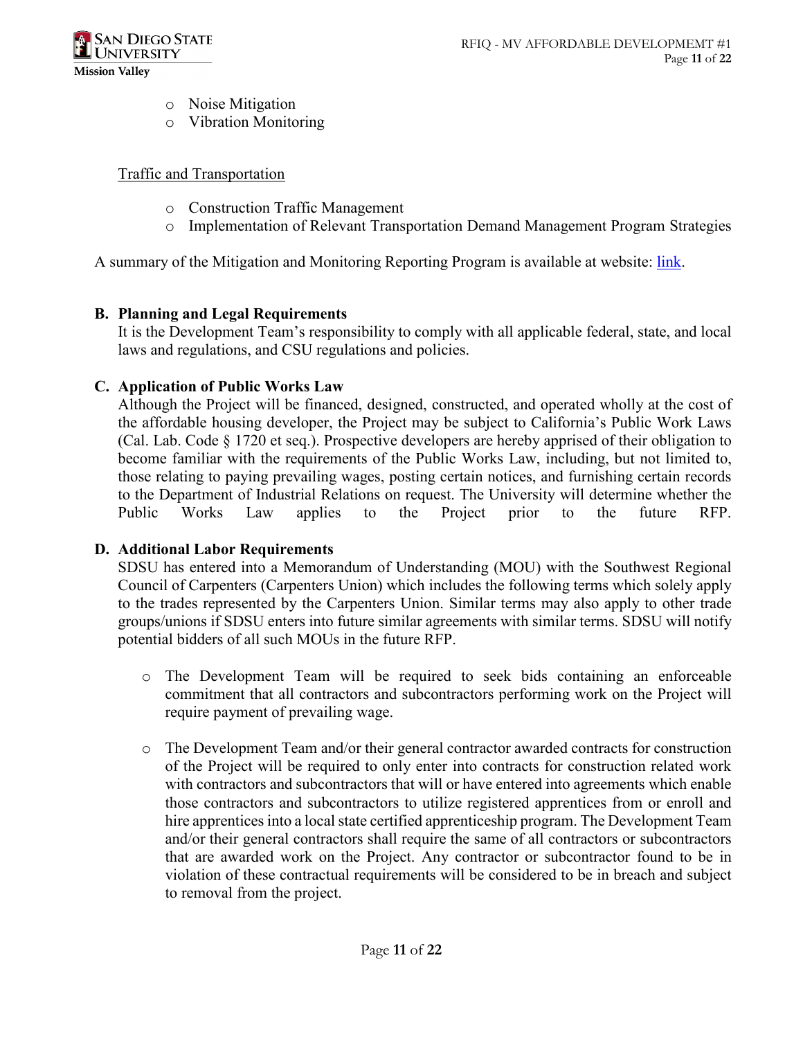- Noise Mitigation
- Vibration Monitoring

Traffic and Transportation

- Construction Traffic Management
- Implementation of Relevant Transportation Demand Management Program Strategies

A summary of the Mitigation and Monitoring Reporting Program is available at website: link.

### B. Planning and Legal Requirements

It is the Development Team's responsibility to comply with all applicable federal, state, and local laws and regulations, and CSU regulations and policies.

### C. Application of Public Works Law

Although the Project will be financed, designed, constructed, and operated wholly at the cost of the affordable housing developer, the Project may be subject to California's Public Work Laws (Cal. Lab. Code § 1720 et seq.). Prospective developers are hereby apprised of their obligation to become familiar with the requirements of the Public Works Law, including, but not limited to, those relating to paying prevailing wages, posting certain notices, and furnishing certain records to the Department of Industrial Relations on request. The University will determine whether the Public Works Law applies to the Project prior to the future RFP.

### D. Additional Labor Requirements

SDSU has entered into a Memorandum of Understanding (MOU) with the Southwest Regional Council of Carpenters (Carpenters Union) which includes the following terms which solely apply to the trades represented by the Carpenters Union. Similar terms may also apply to other trade groups/unions if SDSU enters into future similar agreements with similar terms. SDSU will notify potential bidders of all such MOUs in the future RFP.

- The Development Team will be required to seek bids containing an enforceable commitment that all contractors and subcontractors performing work on the Project will require payment of prevailing wage.

- The Development Team and/or their general contractor awarded contracts for construction of the Project will be required to only enter into contracts for construction related work with contractors and subcontractors that will or have entered into agreements which enable those contractors and subcontractors to utilize registered apprentices from or enroll and hire apprentices into a local state certified apprenticeship program. The Development Team and/or their general contractors shall require the same of all contractors or subcontractors that are awarded work on the Project. Any contractor or subcontractor found to be in violation of these contractual requirements will be considered to be in breach and subject to removal from the project.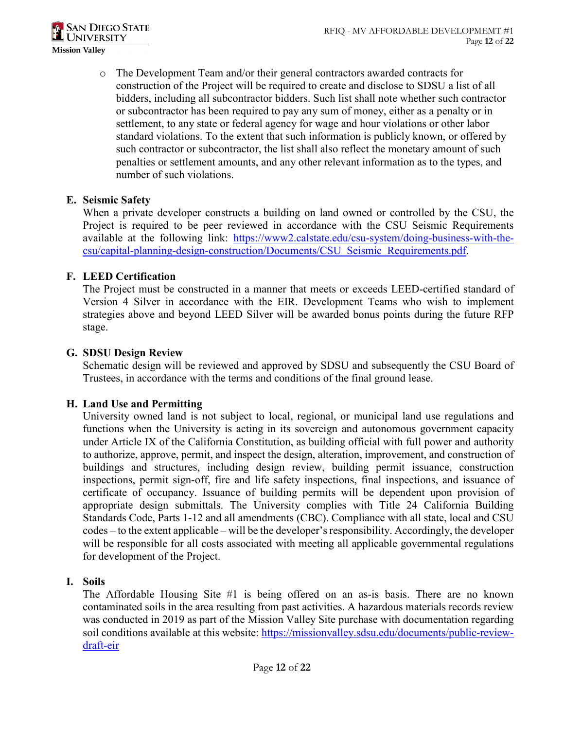- The Development Team and/or their general contractors awarded contracts for construction of the Project will be required to create and disclose to SDSU a list of all bidders, including all subcontractor bidders. Such list shall note whether such contractor or subcontractor has been required to pay any sum of money, either as a penalty or in settlement, to any state or federal agency for wage and hour violations or other labor standard violations. To the extent that such information is publicly known, or offered by such contractor or subcontractor, the list shall also reflect the monetary amount of such penalties or settlement amounts, and any other relevant information as to the types, and number of such violations.

**E. Seismic Safety**

When a private developer constructs a building on land owned or controlled by the CSU, the Project is required to be peer reviewed in accordance with the CSU Seismic Requirements available at the following link: [https://www2.calstate.edu/csu-system/doing-business-with-the-csu/capital-planning-design-construction/Documents/CSU_Seismic_Requirements.pdf](https://www2.calstate.edu/csu-system/doing-business-with-the-csu/capital-planning-design-construction/Documents/CSU_Seismic_Requirements.pdf).

**F. LEED Certification**

The Project must be constructed in a manner that meets or exceeds LEED-certified standard of Version 4 Silver in accordance with the EIR. Development Teams who wish to implement strategies above and beyond LEED Silver will be awarded bonus points during the future RFP stage.

**G. SDSU Design Review**

Schematic design will be reviewed and approved by SDSU and subsequently the CSU Board of Trustees, in accordance with the terms and conditions of the final ground lease.

**H. Land Use and Permitting**

University owned land is not subject to local, regional, or municipal land use regulations and functions when the University is acting in its sovereign and autonomous government capacity under Article IX of the California Constitution, as building official with full power and authority to authorize, approve, permit, and inspect the design, alteration, improvement, and construction of buildings and structures, including design review, building permit issuance, construction inspections, permit sign-off, fire and life safety inspections, final inspections, and issuance of certificate of occupancy. Issuance of building permits will be dependent upon provision of appropriate design submittals. The University complies with Title 24 California Building Standards Code, Parts 1-12 and all amendments (CBC). Compliance with all state, local and CSU codes – to the extent applicable – will be the developer's responsibility. Accordingly, the developer will be responsible for all costs associated with meeting all applicable governmental regulations for development of the Project.

**I. Soils**

The Affordable Housing Site #1 is being offered on an as-is basis. There are no known contaminated soils in the area resulting from past activities. A hazardous materials records review was conducted in 2019 as part of the Mission Valley Site purchase with documentation regarding soil conditions available at this website: [https://missionvalley.sdsu.edu/documents/public-review-draft-eir](https://missionvalley.sdsu.edu/documents/public-review-draft-eir)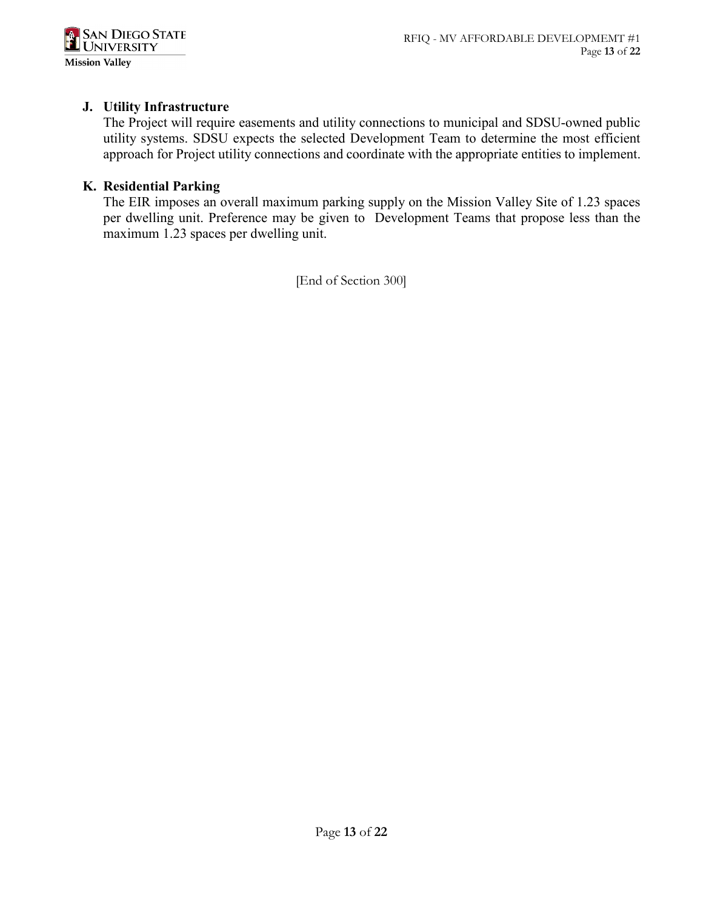**J. Utility Infrastructure**

The Project will require easements and utility connections to municipal and SDSU-owned public utility systems. SDSU expects the selected Development Team to determine the most efficient approach for Project utility connections and coordinate with the appropriate entities to implement.

**K. Residential Parking**

The EIR imposes an overall maximum parking supply on the Mission Valley Site of 1.23 spaces per dwelling unit. Preference may be given to Development Teams that propose less than the maximum 1.23 spaces per dwelling unit.

[End of Section 300]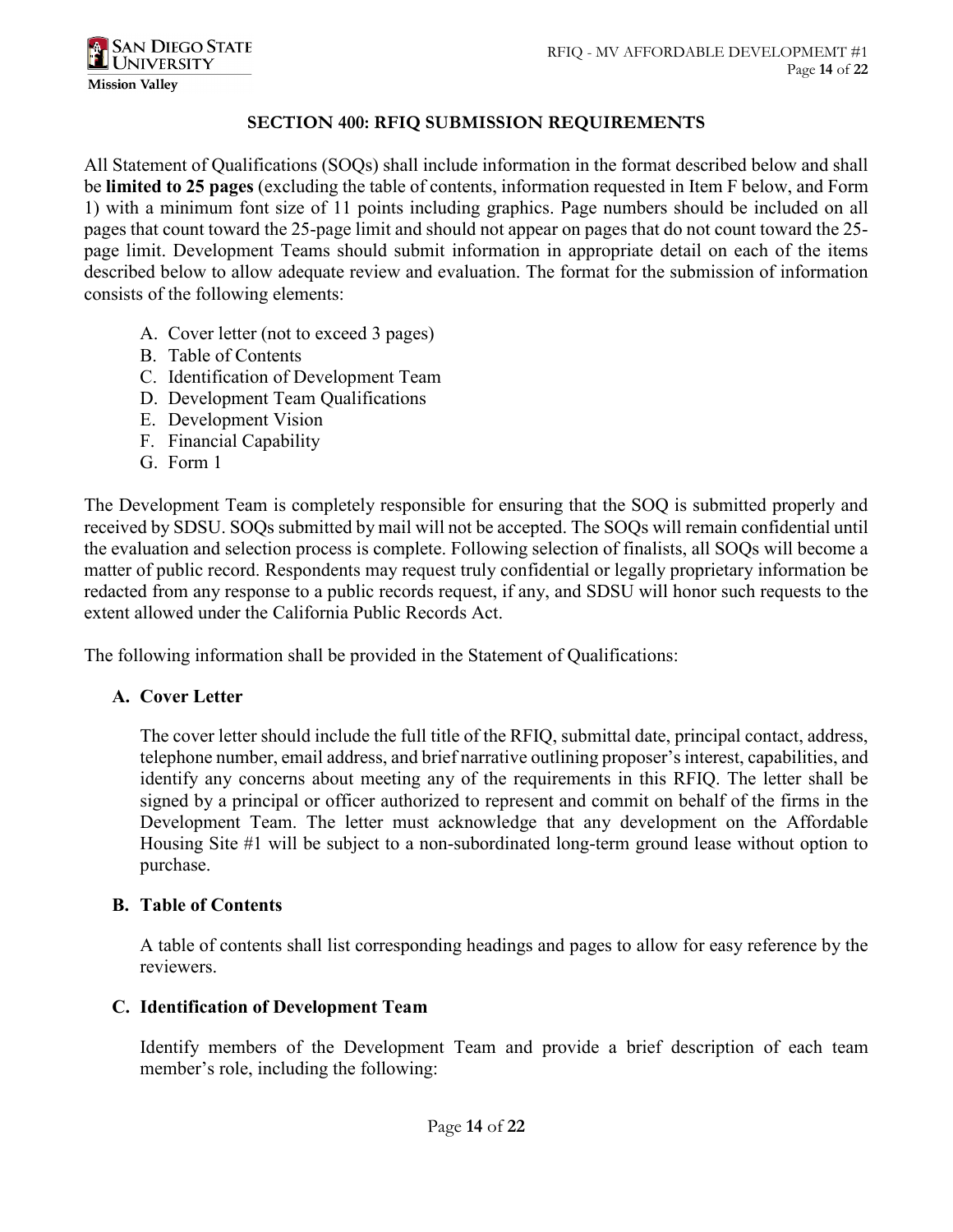## SECTION 400: RFIQ SUBMISSION REQUIREMENTS

All Statement of Qualifications (SOQs) shall include information in the format described below and shall be **limited to 25 pages** (excluding the table of contents, information requested in Item F below, and Form 1) with a minimum font size of 11 points including graphics. Page numbers should be included on all pages that count toward the 25-page limit and should not appear on pages that do not count toward the 25-page limit. Development Teams should submit information in appropriate detail on each of the items described below to allow adequate review and evaluation. The format for the submission of information consists of the following elements:

A. Cover letter (not to exceed 3 pages)
B. Table of Contents
C. Identification of Development Team
D. Development Team Qualifications
E. Development Vision
F. Financial Capability
G. Form 1

The Development Team is completely responsible for ensuring that the SOQ is submitted properly and received by SDSU. SOQs submitted by mail will not be accepted. The SOQs will remain confidential until the evaluation and selection process is complete. Following selection of finalists, all SOQs will become a matter of public record. Respondents may request truly confidential or legally proprietary information be redacted from any response to a public records request, if any, and SDSU will honor such requests to the extent allowed under the California Public Records Act.

The following information shall be provided in the Statement of Qualifications:

### A. Cover Letter

The cover letter should include the full title of the RFIQ, submittal date, principal contact, address, telephone number, email address, and brief narrative outlining proposer's interest, capabilities, and identify any concerns about meeting any of the requirements in this RFIQ. The letter shall be signed by a principal or officer authorized to represent and commit on behalf of the firms in the Development Team. The letter must acknowledge that any development on the Affordable Housing Site #1 will be subject to a non-subordinated long-term ground lease without option to purchase.

### B. Table of Contents

A table of contents shall list corresponding headings and pages to allow for easy reference by the reviewers.

### C. Identification of Development Team

Identify members of the Development Team and provide a brief description of each team member's role, including the following: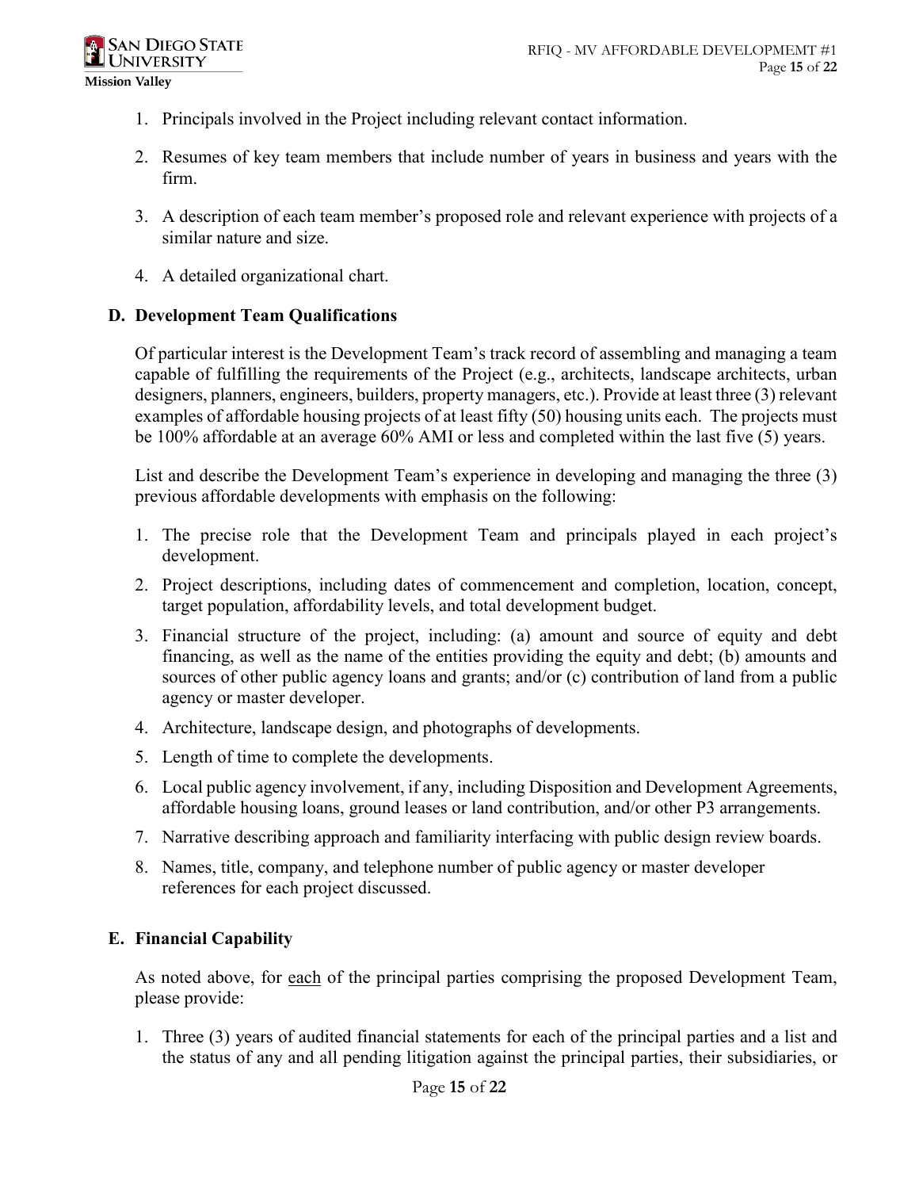1. Principals involved in the Project including relevant contact information.
2. Resumes of key team members that include number of years in business and years with the firm.
3. A description of each team member's proposed role and relevant experience with projects of a similar nature and size.
4. A detailed organizational chart.

**D. Development Team Qualifications**

Of particular interest is the Development Team's track record of assembling and managing a team capable of fulfilling the requirements of the Project (e.g., architects, landscape architects, urban designers, planners, engineers, builders, property managers, etc.). Provide at least three (3) relevant examples of affordable housing projects of at least fifty (50) housing units each. The projects must be 100% affordable at an average 60% AMI or less and completed within the last five (5) years.

List and describe the Development Team's experience in developing and managing the three (3) previous affordable developments with emphasis on the following:

1. The precise role that the Development Team and principals played in each project's development.
2. Project descriptions, including dates of commencement and completion, location, concept, target population, affordability levels, and total development budget.
3. Financial structure of the project, including: (a) amount and source of equity and debt financing, as well as the name of the entities providing the equity and debt; (b) amounts and sources of other public agency loans and grants; and/or (c) contribution of land from a public agency or master developer.
4. Architecture, landscape design, and photographs of developments.
5. Length of time to complete the developments.
6. Local public agency involvement, if any, including Disposition and Development Agreements, affordable housing loans, ground leases or land contribution, and/or other P3 arrangements.
7. Narrative describing approach and familiarity interfacing with public design review boards.
8. Names, title, company, and telephone number of public agency or master developer references for each project discussed.

**E. Financial Capability**

As noted above, for each of the principal parties comprising the proposed Development Team, please provide:

1. Three (3) years of audited financial statements for each of the principal parties and a list and the status of any and all pending litigation against the principal parties, their subsidiaries, or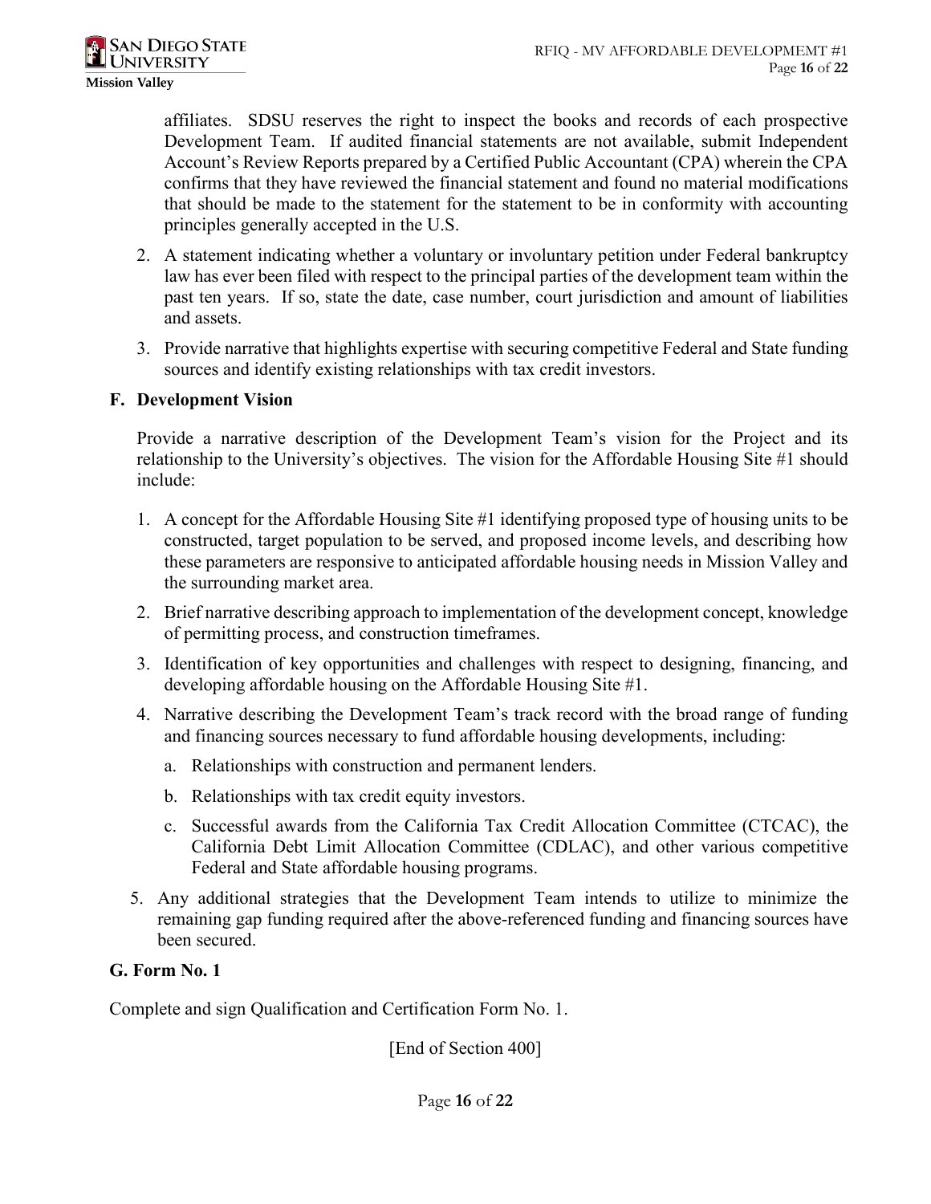affiliates. SDSU reserves the right to inspect the books and records of each prospective Development Team. If audited financial statements are not available, submit Independent Account's Review Reports prepared by a Certified Public Accountant (CPA) wherein the CPA confirms that they have reviewed the financial statement and found no material modifications that should be made to the statement for the statement to be in conformity with accounting principles generally accepted in the U.S.

2. A statement indicating whether a voluntary or involuntary petition under Federal bankruptcy law has ever been filed with respect to the principal parties of the development team within the past ten years. If so, state the date, case number, court jurisdiction and amount of liabilities and assets.
3. Provide narrative that highlights expertise with securing competitive Federal and State funding sources and identify existing relationships with tax credit investors.

**F. Development Vision**

Provide a narrative description of the Development Team's vision for the Project and its relationship to the University's objectives. The vision for the Affordable Housing Site #1 should include:

1. A concept for the Affordable Housing Site #1 identifying proposed type of housing units to be constructed, target population to be served, and proposed income levels, and describing how these parameters are responsive to anticipated affordable housing needs in Mission Valley and the surrounding market area.
2. Brief narrative describing approach to implementation of the development concept, knowledge of permitting process, and construction timeframes.
3. Identification of key opportunities and challenges with respect to designing, financing, and developing affordable housing on the Affordable Housing Site #1.
4. Narrative describing the Development Team's track record with the broad range of funding and financing sources necessary to fund affordable housing developments, including:
   a. Relationships with construction and permanent lenders.
   b. Relationships with tax credit equity investors.
   c. Successful awards from the California Tax Credit Allocation Committee (CTCAC), the California Debt Limit Allocation Committee (CDLAC), and other various competitive Federal and State affordable housing programs.
5. Any additional strategies that the Development Team intends to utilize to minimize the remaining gap funding required after the above-referenced funding and financing sources have been secured.

**G. Form No. 1**

Complete and sign Qualification and Certification Form No. 1.

[End of Section 400]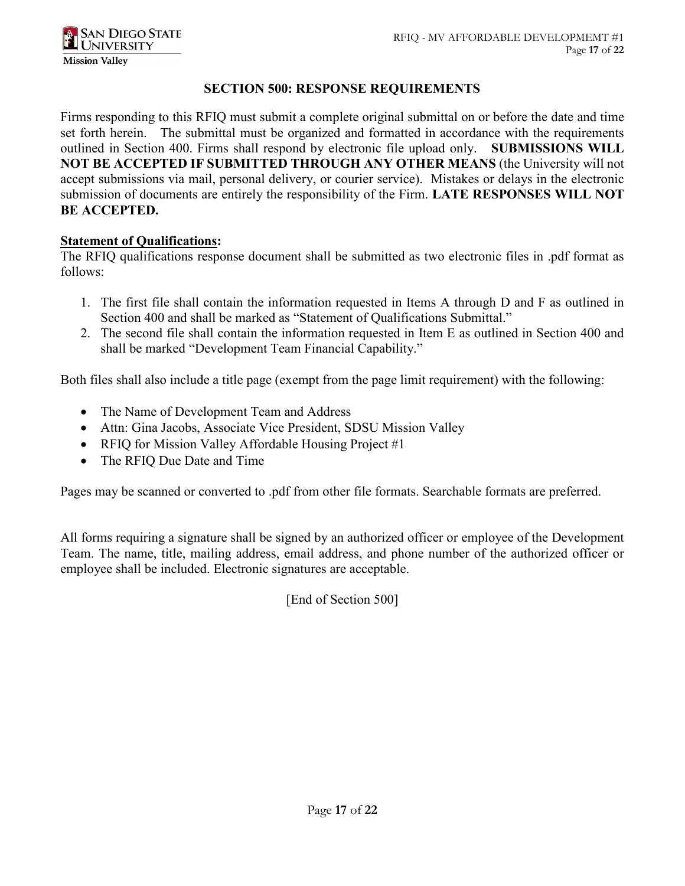## SECTION 500: RESPONSE REQUIREMENTS

Firms responding to this RFIQ must submit a complete original submittal on or before the date and time set forth herein. The submittal must be organized and formatted in accordance with the requirements outlined in Section 400. Firms shall respond by electronic file upload only. **SUBMISSIONS WILL NOT BE ACCEPTED IF SUBMITTED THROUGH ANY OTHER MEANS** (the University will not accept submissions via mail, personal delivery, or courier service). Mistakes or delays in the electronic submission of documents are entirely the responsibility of the Firm. **LATE RESPONSES WILL NOT BE ACCEPTED.**

**Statement of Qualifications:**
The RFIQ qualifications response document shall be submitted as two electronic files in .pdf format as follows:

1. The first file shall contain the information requested in Items A through D and F as outlined in Section 400 and shall be marked as "Statement of Qualifications Submittal."
2. The second file shall contain the information requested in Item E as outlined in Section 400 and shall be marked "Development Team Financial Capability."

Both files shall also include a title page (exempt from the page limit requirement) with the following:

- The Name of Development Team and Address
- Attn: Gina Jacobs, Associate Vice President, SDSU Mission Valley
- RFIQ for Mission Valley Affordable Housing Project #1
- The RFIQ Due Date and Time

Pages may be scanned or converted to .pdf from other file formats. Searchable formats are preferred.

All forms requiring a signature shall be signed by an authorized officer or employee of the Development Team. The name, title, mailing address, email address, and phone number of the authorized officer or employee shall be included. Electronic signatures are acceptable.

[End of Section 500]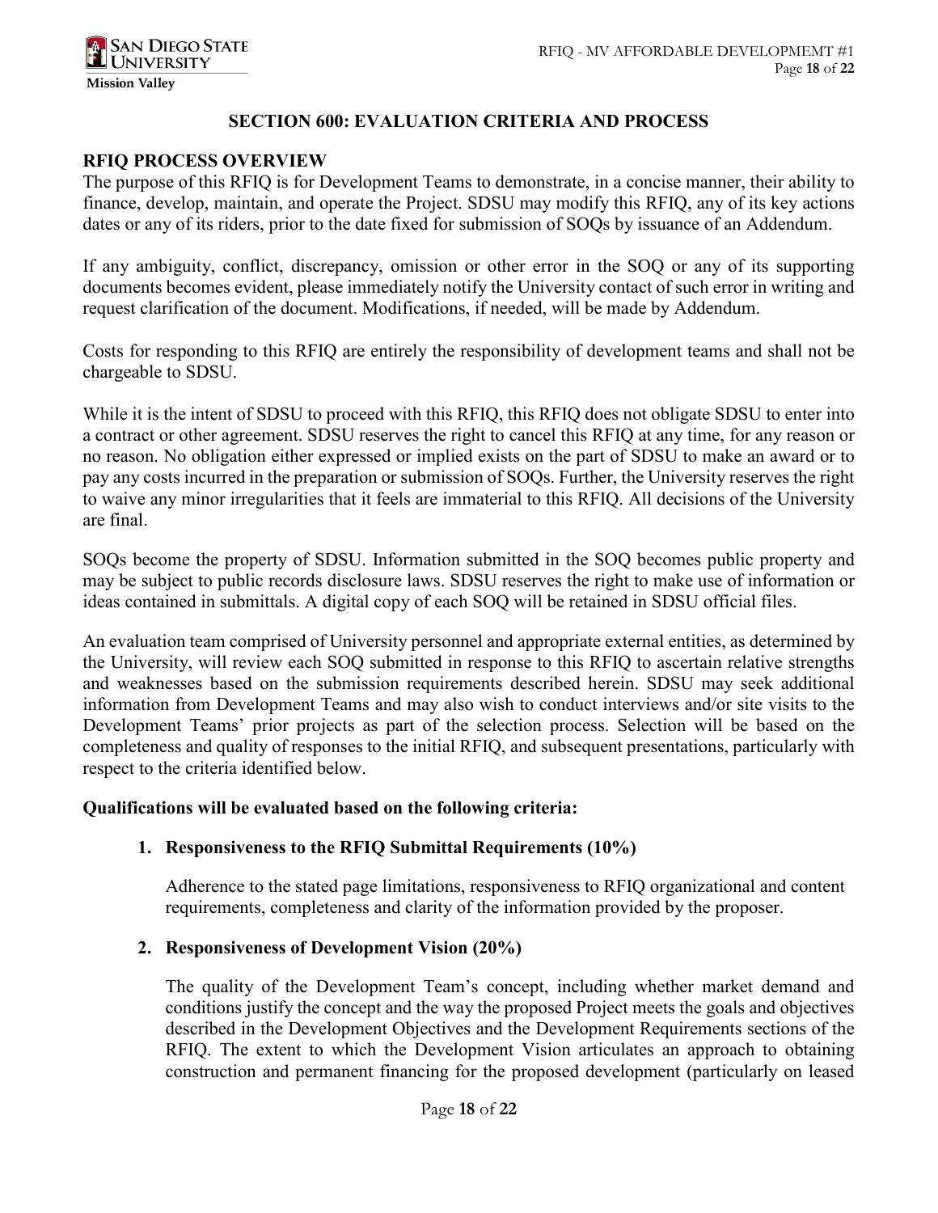## SECTION 600: EVALUATION CRITERIA AND PROCESS

### RFIQ PROCESS OVERVIEW

The purpose of this RFIQ is for Development Teams to demonstrate, in a concise manner, their ability to finance, develop, maintain, and operate the Project. SDSU may modify this RFIQ, any of its key actions dates or any of its riders, prior to the date fixed for submission of SOQs by issuance of an Addendum.

If any ambiguity, conflict, discrepancy, omission or other error in the SOQ or any of its supporting documents becomes evident, please immediately notify the University contact of such error in writing and request clarification of the document. Modifications, if needed, will be made by Addendum.

Costs for responding to this RFIQ are entirely the responsibility of development teams and shall not be chargeable to SDSU.

While it is the intent of SDSU to proceed with this RFIQ, this RFIQ does not obligate SDSU to enter into a contract or other agreement. SDSU reserves the right to cancel this RFIQ at any time, for any reason or no reason. No obligation either expressed or implied exists on the part of SDSU to make an award or to pay any costs incurred in the preparation or submission of SOQs. Further, the University reserves the right to waive any minor irregularities that it feels are immaterial to this RFIQ. All decisions of the University are final.

SOQs become the property of SDSU. Information submitted in the SOQ becomes public property and may be subject to public records disclosure laws. SDSU reserves the right to make use of information or ideas contained in submittals. A digital copy of each SOQ will be retained in SDSU official files.

An evaluation team comprised of University personnel and appropriate external entities, as determined by the University, will review each SOQ submitted in response to this RFIQ to ascertain relative strengths and weaknesses based on the submission requirements described herein. SDSU may seek additional information from Development Teams and may also wish to conduct interviews and/or site visits to the Development Teams' prior projects as part of the selection process. Selection will be based on the completeness and quality of responses to the initial RFIQ, and subsequent presentations, particularly with respect to the criteria identified below.

**Qualifications will be evaluated based on the following criteria:**

1. **Responsiveness to the RFIQ Submittal Requirements (10%)**

   Adherence to the stated page limitations, responsiveness to RFIQ organizational and content requirements, completeness and clarity of the information provided by the proposer.

2. **Responsiveness of Development Vision (20%)**

   The quality of the Development Team's concept, including whether market demand and conditions justify the concept and the way the proposed Project meets the goals and objectives described in the Development Objectives and the Development Requirements sections of the RFIQ. The extent to which the Development Vision articulates an approach to obtaining construction and permanent financing for the proposed development (particularly on leased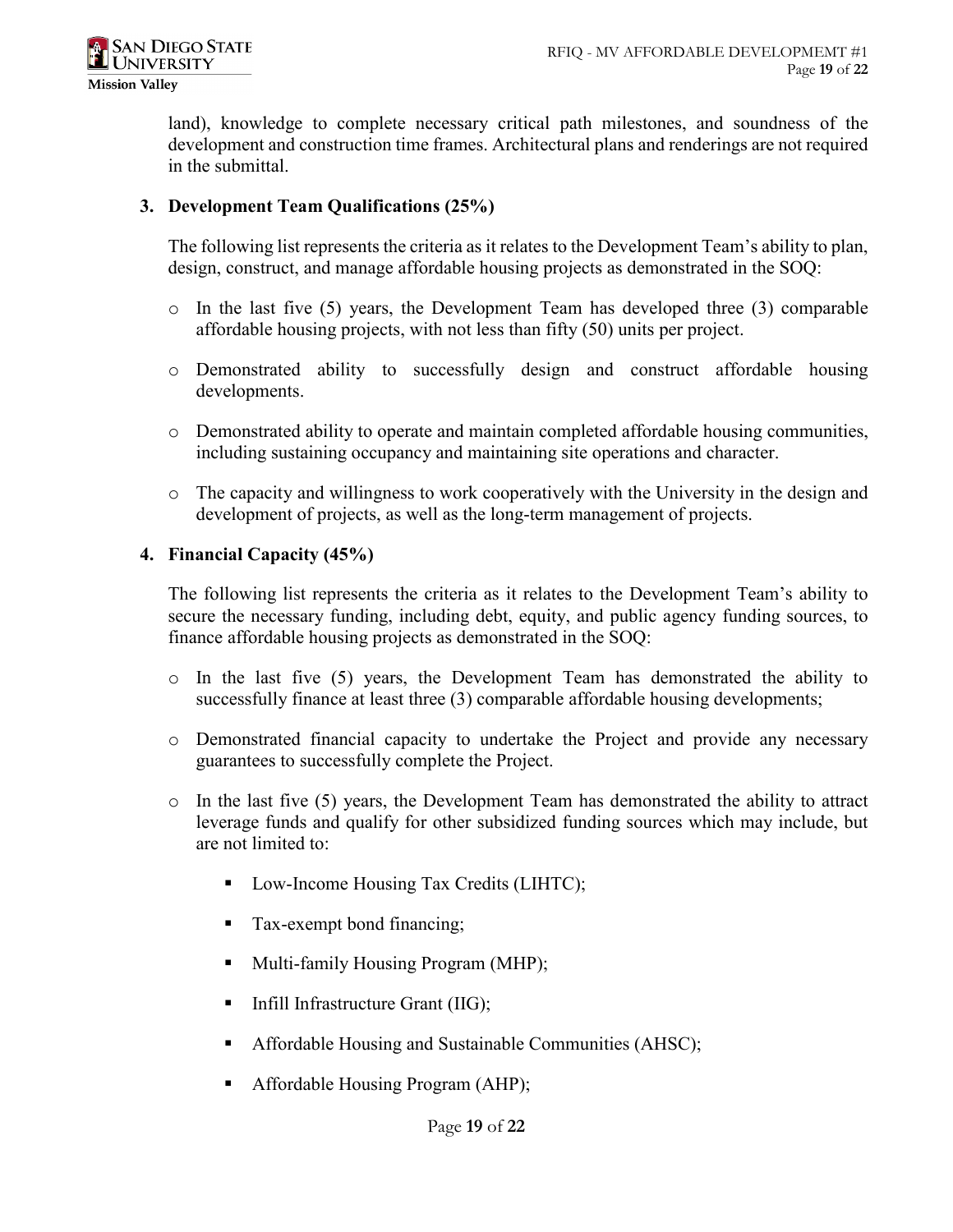land), knowledge to complete necessary critical path milestones, and soundness of the development and construction time frames. Architectural plans and renderings are not required in the submittal.

3. **Development Team Qualifications (25%)**

   The following list represents the criteria as it relates to the Development Team's ability to plan, design, construct, and manage affordable housing projects as demonstrated in the SOQ:

   - In the last five (5) years, the Development Team has developed three (3) comparable affordable housing projects, with not less than fifty (50) units per project.
   - Demonstrated ability to successfully design and construct affordable housing developments.
   - Demonstrated ability to operate and maintain completed affordable housing communities, including sustaining occupancy and maintaining site operations and character.
   - The capacity and willingness to work cooperatively with the University in the design and development of projects, as well as the long-term management of projects.

4. **Financial Capacity (45%)**

   The following list represents the criteria as it relates to the Development Team's ability to secure the necessary funding, including debt, equity, and public agency funding sources, to finance affordable housing projects as demonstrated in the SOQ:

   - In the last five (5) years, the Development Team has demonstrated the ability to successfully finance at least three (3) comparable affordable housing developments;
   - Demonstrated financial capacity to undertake the Project and provide any necessary guarantees to successfully complete the Project.
   - In the last five (5) years, the Development Team has demonstrated the ability to attract leverage funds and qualify for other subsidized funding sources which may include, but are not limited to:
     - Low-Income Housing Tax Credits (LIHTC);
     - Tax-exempt bond financing;
     - Multi-family Housing Program (MHP);
     - Infill Infrastructure Grant (IIG);
     - Affordable Housing and Sustainable Communities (AHSC);
     - Affordable Housing Program (AHP);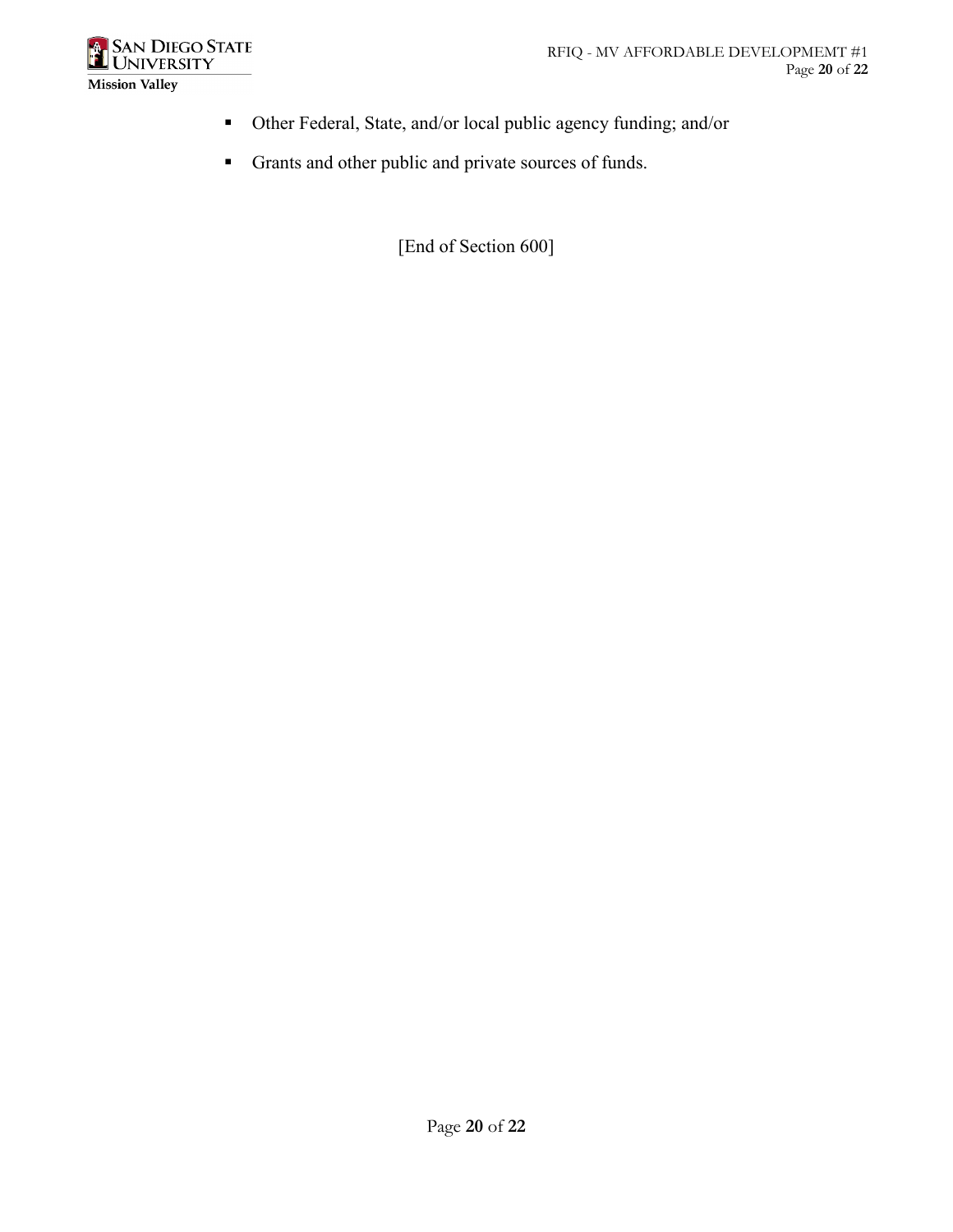- Other Federal, State, and/or local public agency funding; and/or
- Grants and other public and private sources of funds.

[End of Section 600]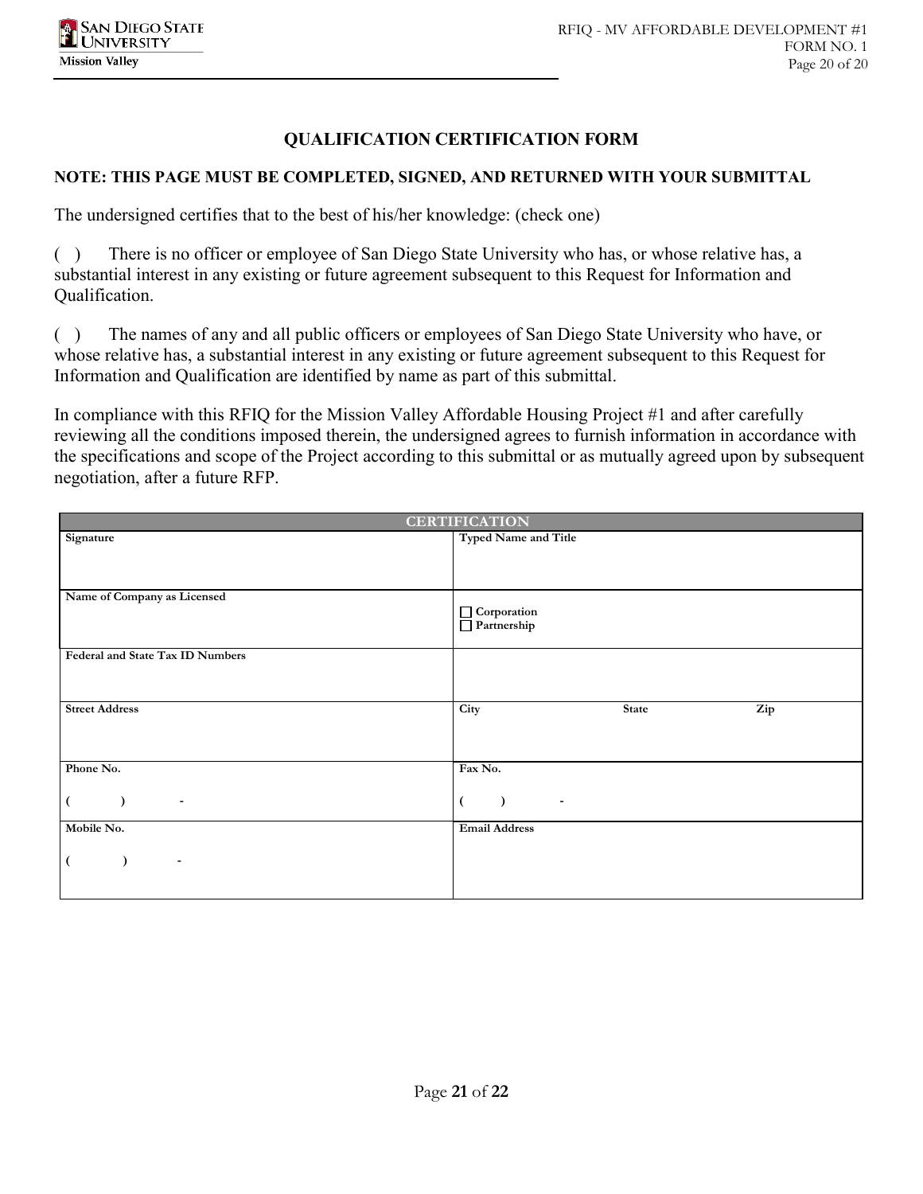## QUALIFICATION CERTIFICATION FORM

**NOTE: THIS PAGE MUST BE COMPLETED, SIGNED, AND RETURNED WITH YOUR SUBMITTAL**

The undersigned certifies that to the best of his/her knowledge: (check one)

( ) There is no officer or employee of San Diego State University who has, or whose relative has, a substantial interest in any existing or future agreement subsequent to this Request for Information and Qualification.

( ) The names of any and all public officers or employees of San Diego State University who have, or whose relative has, a substantial interest in any existing or future agreement subsequent to this Request for Information and Qualification are identified by name as part of this submittal.

In compliance with this RFIQ for the Mission Valley Affordable Housing Project #1 and after carefully reviewing all the conditions imposed therein, the undersigned agrees to furnish information in accordance with the specifications and scope of the Project according to this submittal or as mutually agreed upon by subsequent negotiation, after a future RFP.

| CERTIFICATION | |
|---|---|
| **Signature** | **Typed Name and Title** |
| **Name of Company as Licensed** | ☐ **Corporation**<br>☐ **Partnership** |
| **Federal and State Tax ID Numbers** | |
| **Street Address** | **City** **State** **Zip** |
| **Phone No.**<br>( ) - | **Fax No.**<br>( ) - |
| **Mobile No.**<br>( ) - | **Email Address** |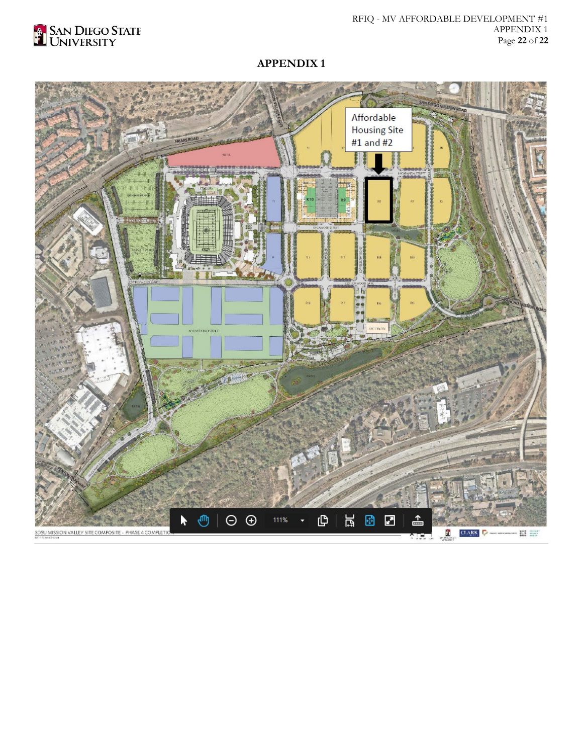# APPENDIX 1

Affordable Housing Site #1 and #2

SDSU MISSION VALLEY SITE COMPOSITE - PHASE 4 COMPLETION